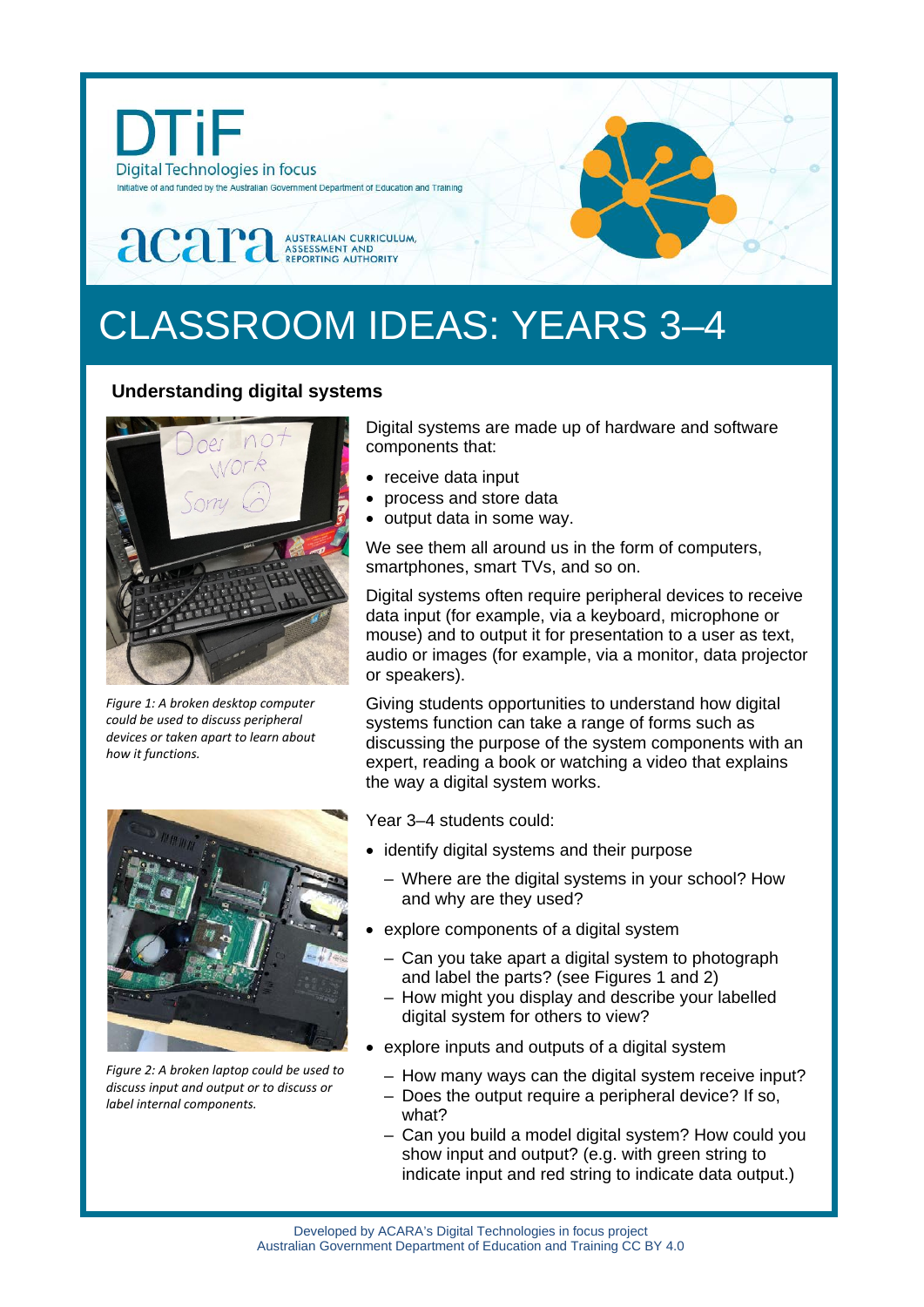DTiF

Digital Technologies in focus

Initiative of and funded by the Australian Government Department of Education and Training

acara AUSTRALIAN CURRICULUM, ASSESSMENT AND REPORTING AUTHORITY

# CLASSROOM IDEAS: YEARS 3–4

## Understanding digital systems

*Figure 1: A broken desktop computer could be used to discuss peripheral devices or taken apart to learn about how it functions.*

*Figure 2: A broken laptop could be used to discuss input and output or to discuss or label internal components.*

Digital systems are made up of hardware and software components that:

- receive data input
- process and store data
- output data in some way.

We see them all around us in the form of computers, smartphones, smart TVs, and so on.

Digital systems often require peripheral devices to receive data input (for example, via a keyboard, microphone or mouse) and to output it for presentation to a user as text, audio or images (for example, via a monitor, data projector or speakers).

Giving students opportunities to understand how digital systems function can take a range of forms such as discussing the purpose of the system components with an expert, reading a book or watching a video that explains the way a digital system works.

Year 3–4 students could:

- identify digital systems and their purpose
  - Where are the digital systems in your school? How and why are they used?
- explore components of a digital system
  - Can you take apart a digital system to photograph and label the parts? (see Figures 1 and 2)
  - How might you display and describe your labelled digital system for others to view?
- explore inputs and outputs of a digital system
  - How many ways can the digital system receive input?
  - Does the output require a peripheral device? If so, what?
  - Can you build a model digital system? How could you show input and output? (e.g. with green string to indicate input and red string to indicate data output.)

Developed by ACARA's Digital Technologies in focus project
Australian Government Department of Education and Training CC BY 4.0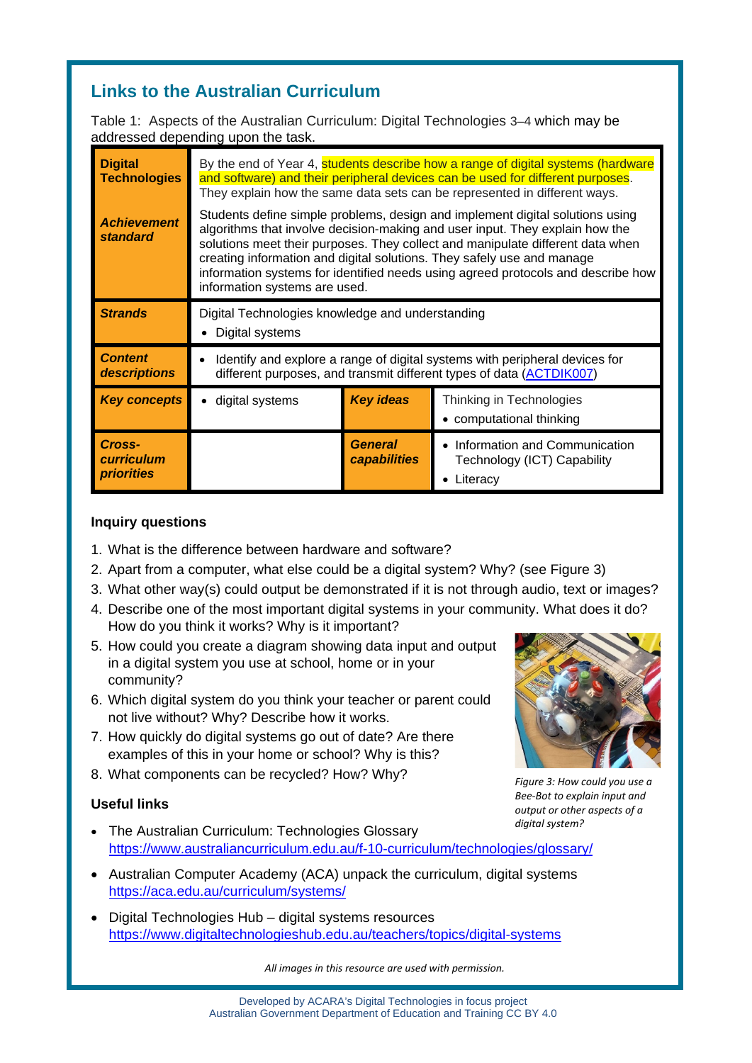## Links to the Australian Curriculum

Table 1: Aspects of the Australian Curriculum: Digital Technologies 3–4 which may be addressed depending upon the task.

| | | | |
|---|---|---|---|
| **Digital Technologies** *Achievement standard* | By the end of Year 4, students describe how a range of digital systems (hardware and software) and their peripheral devices can be used for different purposes. They explain how the same data sets can be represented in different ways.<br><br>Students define simple problems, design and implement digital solutions using algorithms that involve decision-making and user input. They explain how the solutions meet their purposes. They collect and manipulate different data when creating information and digital solutions. They safely use and manage information systems for identified needs using agreed protocols and describe how information systems are used. | | |
| ***Strands*** | Digital Technologies knowledge and understanding<br>• Digital systems | | |
| ***Content descriptions*** | • Identify and explore a range of digital systems with peripheral devices for different purposes, and transmit different types of data (ACTDIK007) | | |
| ***Key concepts*** | • digital systems | ***Key ideas*** | Thinking in Technologies<br>• computational thinking |
| ***Cross-curriculum priorities*** | | ***General capabilities*** | • Information and Communication Technology (ICT) Capability<br>• Literacy |

**Inquiry questions**

1. What is the difference between hardware and software?
2. Apart from a computer, what else could be a digital system? Why? (see Figure 3)
3. What other way(s) could output be demonstrated if it is not through audio, text or images?
4. Describe one of the most important digital systems in your community. What does it do? How do you think it works? Why is it important?
5. How could you create a diagram showing data input and output in a digital system you use at school, home or in your community?
6. Which digital system do you think your teacher or parent could not live without? Why? Describe how it works.
7. How quickly do digital systems go out of date? Are there examples of this in your home or school? Why is this?
8. What components can be recycled? How? Why?

*Figure 3: How could you use a Bee-Bot to explain input and output or other aspects of a digital system?*

**Useful links**

- The Australian Curriculum: Technologies Glossary
  https://www.australiancurriculum.edu.au/f-10-curriculum/technologies/glossary/
- Australian Computer Academy (ACA) unpack the curriculum, digital systems
  https://aca.edu.au/curriculum/systems/
- Digital Technologies Hub – digital systems resources
  https://www.digitaltechnologieshub.edu.au/teachers/topics/digital-systems

*All images in this resource are used with permission.*

Developed by ACARA's Digital Technologies in focus project
Australian Government Department of Education and Training CC BY 4.0